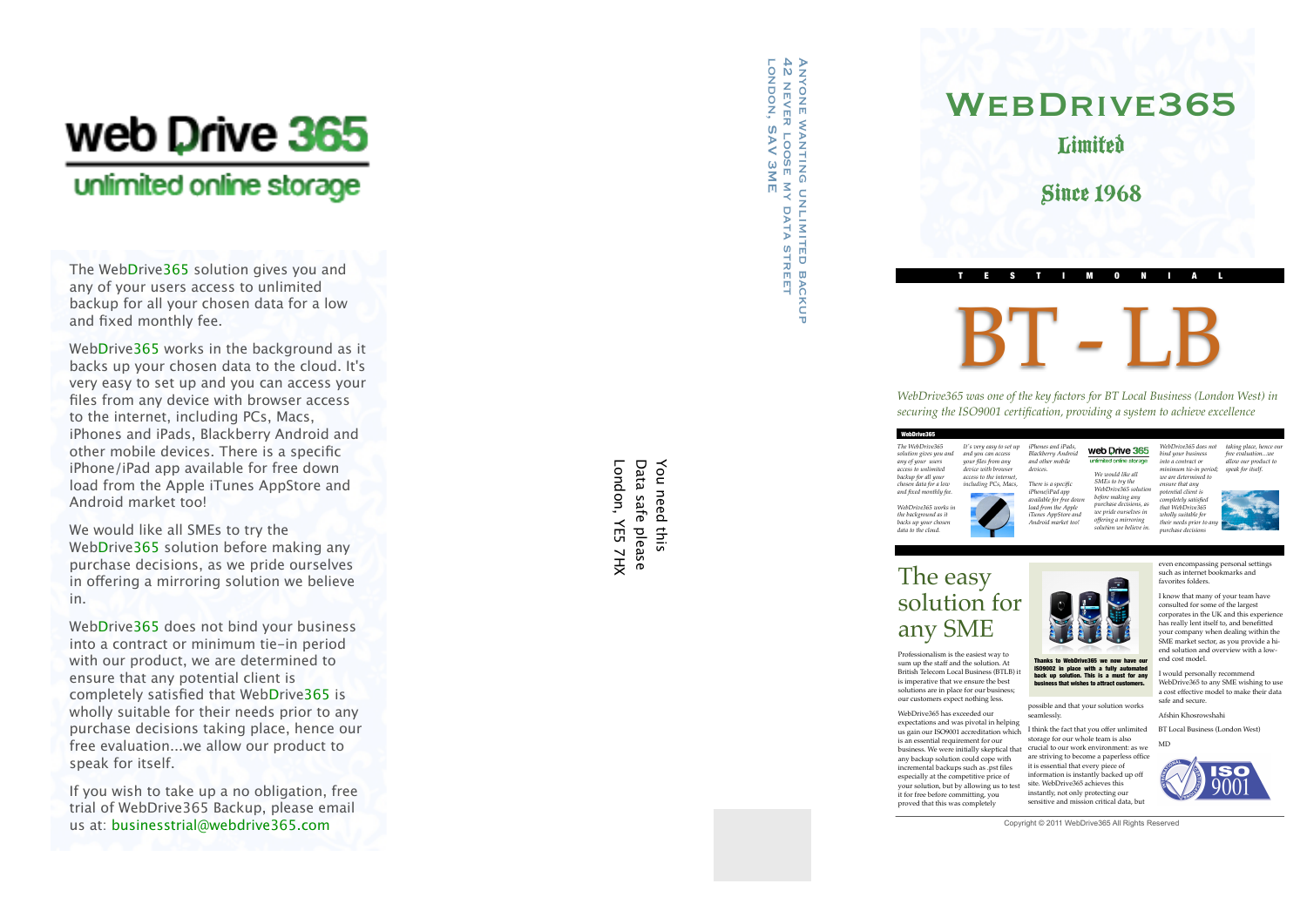# web Drive 365

unlimited online storage

The WebDrive365 solution gives you and any of your users access to unlimited backup for all your chosen data for a low and fixed monthly fee.

WebDrive365 works in the background as it backs up your chosen data to the cloud. It's very easy to set up and you can access your files from any device with browser access to the internet, including PCs, Macs, iPhones and iPads, Blackberry Android and other mobile devices. There is a specific iPhone/iPad app available for free down load from the Apple iTunes AppStore and Android market too!

We would like all SMEs to try the WebDrive365 solution before making any purchase decisions, as we pride ourselves in offering a mirroring solution we believe in.

WebDrive365 does not bind your business into a contract or minimum tie-in period with our product, we are determined to ensure that any potential client is completely satisfied that WebDrive365 is wholly suitable for their needs prior to any purchase decisions taking place, hence our free evaluation...we allow our product to speak for itself.

If you wish to take up a no obligation, free trial of WebDrive365 Backup, please email us at: businesstrial@webdrive365.com

You need this
Data safe please
London, YE5 7HX

Anyone wanting unlimited backup
42 Never Loose My Data Street
London, SAV 3ME

# WebDrive365

## Limited

## Since 1968

T E S T I M O N I A L

# BT - LB

*WebDrive365 was one of the key factors for BT Local Business (London West) in securing the ISO9001 certification, providing a system to achieve excellence*

**WebDrive365**

*The WebDrive365 solution gives you and any of your users access to unlimited backup for all your chosen data for a low and fixed monthly fee.*

*WebDrive365 works in the background as it backs up your chosen data to the cloud.*

*It's very easy to set up and you can access your files from any device with browser access to the internet, including PCs, Macs,*

*iPhones and iPads, Blackberry Android and other mobile devices.*

*There is a specific iPhone/iPad app available for free down load from the Apple iTunes AppStore and Android market too!*

web Drive 365
unlimited online storage

*We would like all SMEs to try the WebDrive365 solution before making any purchase decisions, as we pride ourselves in offering a mirroring solution we believe in.*

*WebDrive365 does not bind your business into a contract or minimum tie-in period; we are determined to ensure that any potential client is completely satisfied that WebDrive365 wholly suitable for their needs prior to any purchase decisions*

*taking place, hence our free evaluation...we allow our product to speak for itself.*

## The easy solution for any SME

Professionalism is the easiest way to sum up the staff and the solution. At British Telecom Local Business (BTLB) it is imperative that we ensure the best solutions are in place for our business; our customers expect nothing less.

WebDrive365 has exceeded our expectations and was pivotal in helping us gain our ISO9001 accreditation which is an essential requirement for our business. We were initially skeptical that any backup solution could cope with incremental backups such as .pst files especially at the competitive price of your solution, but by allowing us to test it for free before committing, you proved that this was completely possible and that your solution works seamlessly.

**Thanks to WebDrive365 we now have our ISO9002 in place with a fully automated back up solution. This is a must for any business that wishes to attract customers.**

I think the fact that you offer unlimited storage for our whole team is also crucial to our work environment: as we are striving to become a paperless office it is essential that every piece of information is instantly backed up off site. WebDrive365 achieves this instantly, not only protecting our sensitive and mission critical data, but even encompassing personal settings such as internet bookmarks and favorites folders.

I know that many of your team have consulted for some of the largest corporates in the UK and this experience has really lent itself to, and benefitted your company when dealing within the SME market sector, as you provide a hi-end solution and overview with a low-end cost model.

I would personally recommend WebDrive365 to any SME wishing to use a cost effective model to make their data safe and secure.

Afshin Khosrowshahi

BT Local Business (London West)

MD

ISO 9001

Copyright © 2011 WebDrive365 All Rights Reserved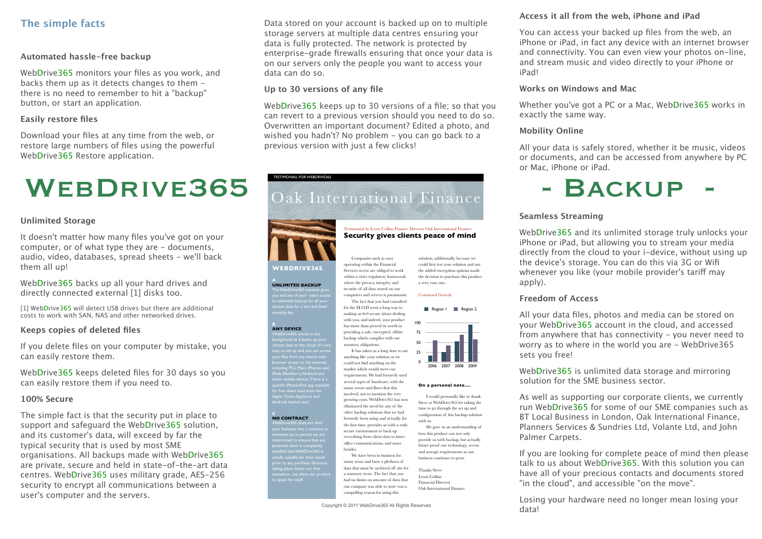## The simple facts

### Automated hassle-free backup

WebDrive365 monitors your files as you work, and backs them up as it detects changes to them - there is no need to remember to hit a "backup" button, or start an application.

### Easily restore files

Download your files at any time from the web, or restore large numbers of files using the powerful WebDrive365 Restore application.

# WebDrive365

### Unlimited Storage

It doesn't matter how many files you've got on your computer, or of what type they are - documents, audio, video, databases, spread sheets - we'll back them all up!

WebDrive365 backs up all your hard drives and directly connected external [1] disks too.

[1] WebDrive365 will detect USB drives but there are additional costs to work with SAN, NAS and other networked drives.

### Keeps copies of deleted files

If you delete files on your computer by mistake, you can easily restore them.

WebDrive365 keeps deleted files for 30 days so you can easily restore them if you need to.

### 100% Secure

The simple fact is that the security put in place to support and safeguard the WebDrive365 solution, and its customer's data, will exceed by far the typical security that is used by most SME organisations. All backups made with WebDrive365 are private, secure and held in state-of-the-art data centres. WebDrive365 uses military grade, AES-256 security to encrypt all communications between a user's computer and the servers.

Data stored on your account is backed up on to multiple storage servers at multiple data centres ensuring your data is fully protected. The network is protected by enterprise-grade firewalls ensuring that once your data is on our servers only the people you want to access your data can do so.

### Up to 30 versions of any file

WebDrive365 keeps up to 30 versions of a file; so that you can revert to a previous version should you need to do so. Overwritten an important document? Edited a photo, and wished you hadn't? No problem - you can go back to a previous version with just a few clicks!

TESTIMONIAL FOR WEBDRIVE365

## Oak International Finance

**WEBDRIVE365**

**A**
**UNLIMITED BACKUP**
The WebDrive365 solution gives you and any of your users access to unlimited backup for all your chosen data for a low and fixed monthly fee.

**B**
**ANY DEVICE**
WebDrive365 works in the background as it backs up your chosen data to the cloud. It's very easy to set up and you can access your files from any device with browser access to the internet, including PCs, Macs, iPhones and iPads, Blackberry Android and other mobile devices. There is a specific iPhone/iPad app available for free down load from the Apple iTunes AppStore and Android market too!

**C**
**NO CONTRACT**
WebDrive365 does not bind your business into a contract or minimum tie-in period; we are determined to ensure that any potential client is completely satisfied that WebDrive365 is wholly suitable for their needs prior to any purchase decisions taking place, hence our free evaluation...we allow our product to speak for itself.

Testimonial by Lewis Collins Finance Director Oak International Finance

**Security gives clients peace of mind**

Companies such as ours operating within the Financial Services sector are obliged to work within a strict regulatory framework where the privacy, integrity and security of all data stored on our computers and servers is paramount.

The fact that you had consulted for the M.O.D went a long way to making us feel secure about dealing with you, and indeed, your product has more than proved its worth in providing a safe, encrypted, offsite backup which complies with our statutory obligations.

It has taken us a long time to use anything like your solution as we could not find anything on the market which would meet our requirements. We had formerly used several types of hardware, with the many errors and flaws that this involved, not to mention the ever growing costs. WebDrive365 has now eliminated the need for any of the other backup solutions that we had formerly been using and actually, for the first time, provides us with a truly secure environment to back up everything from client data to inter-office communications, and more besides.

We have been in business for many years and have a plethora of data that must be archived off site for a statutory term. The fact that you had no limits on amount of data that our company was able to store was a compelling reason for using this solution; additionally, because we could first test your solution and use the added encryption options made the decision to purchase this product a very easy one..

Continued Growth

Region 1 Region 2

100
75
50
25
0
2006 2007 2008 2009

**On a personal note....**

I would personally like to thank Steve at WebDrive365 for taking the time to go through the set up and configuration of this backup solution with us.

He gave us an understanding of how this product can not only provide us with backup, but actually future proof our technology, access and storage requirements as our business continues to grow.

Thanks Steve
Lewis Collins
Financial Director
Oak International Finance

Copyright © 2011 WebDrive365 All Rights Reserved

### Access it all from the web, iPhone and iPad

You can access your backed up files from the web, an iPhone or iPad, in fact any device with an internet browser and connectivity. You can even view your photos on-line, and stream music and video directly to your iPhone or iPad!

### Works on Windows and Mac

Whether you've got a PC or a Mac, WebDrive365 works in exactly the same way.

### Mobility Online

All your data is safely stored, whether it be music, videos or documents, and can be accessed from anywhere by PC or Mac, iPhone or iPad.

# - Backup -

### Seamless Streaming

WebDrive365 and its unlimited storage truly unlocks your iPhone or iPad, but allowing you to stream your media directly from the cloud to your i-device, without using up the device's storage. You can do this via 3G or Wifi whenever you like (your mobile provider's tariff may apply).

### Freedom of Access

All your data files, photos and media can be stored on your WebDrive365 account in the cloud, and accessed from anywhere that has connectivity - you never need to worry as to where in the world you are - WebDrive365 sets you free!

WebDrive365 is unlimited data storage and mirroring solution for the SME business sector.

As well as supporting our corporate clients, we currently run WebDrive365 for some of our SME companies such as BT Local Business in London, Oak International Finance, Planners Services & Sundries Ltd, Volante Ltd, and John Palmer Carpets.

If you are looking for complete peace of mind then please talk to us about WebDrive365. With this solution you can have all of your precious contacts and documents stored "in the cloud", and accessible "on the move".

Losing your hardware need no longer mean losing your data!